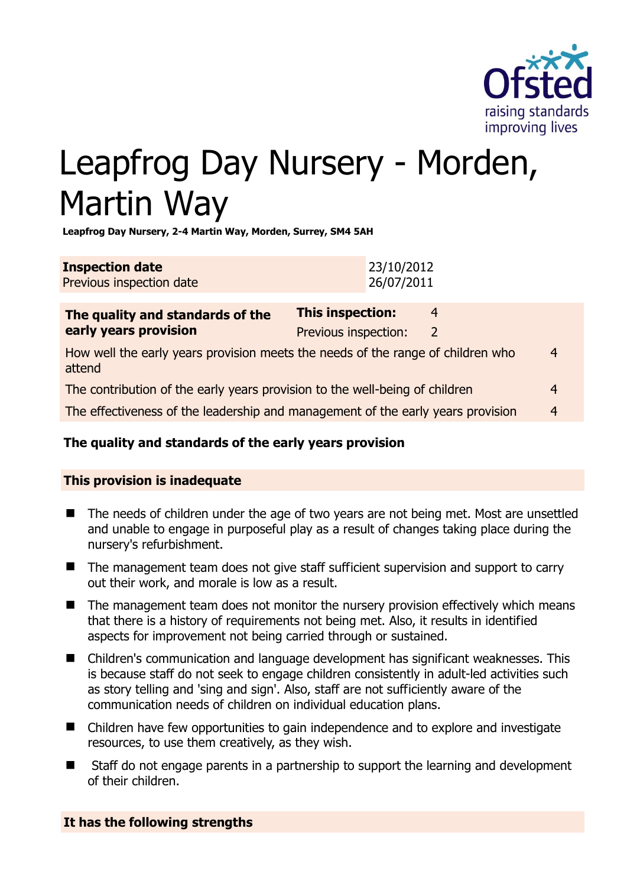# Leapfrog Day Nursery - Morden, Martin Way

**Leapfrog Day Nursery, 2-4 Martin Way, Morden, Surrey, SM4 5AH**

| **Inspection date** | 23/10/2012 |
|---|---|
| Previous inspection date | 26/07/2011 |

| **The quality and standards of the early years provision** | **This inspection:** | 4 |
|---|---|---|
| | Previous inspection: | 2 |
| How well the early years provision meets the needs of the range of children who attend | | 4 |
| The contribution of the early years provision to the well-being of children | | 4 |
| The effectiveness of the leadership and management of the early years provision | | 4 |

**The quality and standards of the early years provision**

**This provision is inadequate**

- The needs of children under the age of two years are not being met. Most are unsettled and unable to engage in purposeful play as a result of changes taking place during the nursery's refurbishment.
- The management team does not give staff sufficient supervision and support to carry out their work, and morale is low as a result.
- The management team does not monitor the nursery provision effectively which means that there is a history of requirements not being met. Also, it results in identified aspects for improvement not being carried through or sustained.
- Children's communication and language development has significant weaknesses. This is because staff do not seek to engage children consistently in adult-led activities such as story telling and 'sing and sign'. Also, staff are not sufficiently aware of the communication needs of children on individual education plans.
- Children have few opportunities to gain independence and to explore and investigate resources, to use them creatively, as they wish.
- Staff do not engage parents in a partnership to support the learning and development of their children.

**It has the following strengths**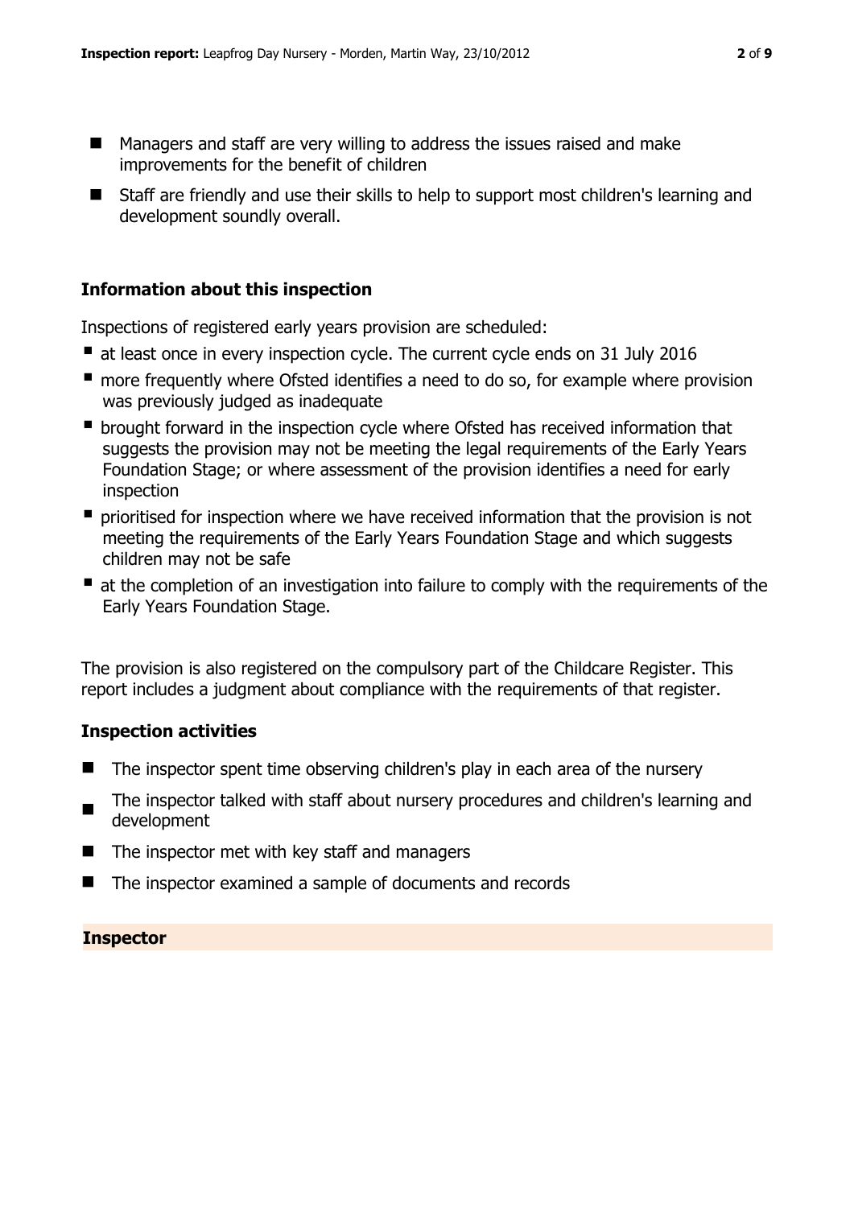- Managers and staff are very willing to address the issues raised and make improvements for the benefit of children
- Staff are friendly and use their skills to help to support most children's learning and development soundly overall.

### Information about this inspection

Inspections of registered early years provision are scheduled:

- at least once in every inspection cycle. The current cycle ends on 31 July 2016
- more frequently where Ofsted identifies a need to do so, for example where provision was previously judged as inadequate
- brought forward in the inspection cycle where Ofsted has received information that suggests the provision may not be meeting the legal requirements of the Early Years Foundation Stage; or where assessment of the provision identifies a need for early inspection
- prioritised for inspection where we have received information that the provision is not meeting the requirements of the Early Years Foundation Stage and which suggests children may not be safe
- at the completion of an investigation into failure to comply with the requirements of the Early Years Foundation Stage.

The provision is also registered on the compulsory part of the Childcare Register. This report includes a judgment about compliance with the requirements of that register.

### Inspection activities

- The inspector spent time observing children's play in each area of the nursery
- The inspector talked with staff about nursery procedures and children's learning and development
- The inspector met with key staff and managers
- The inspector examined a sample of documents and records

### Inspector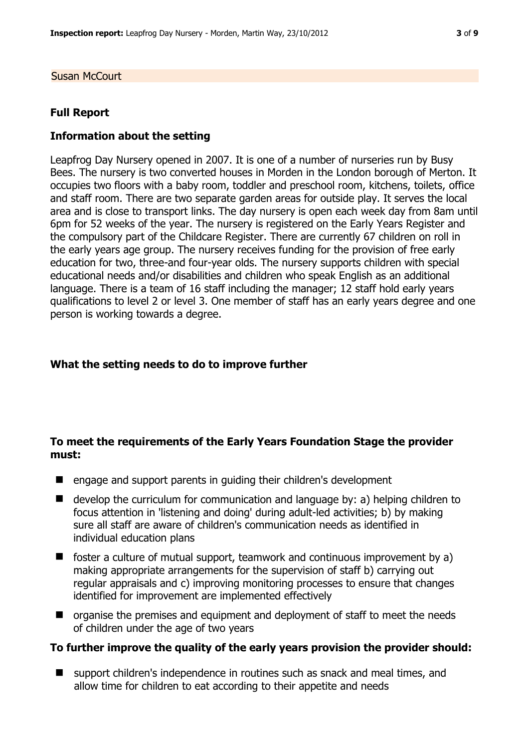Susan McCourt

## Full Report

### Information about the setting

Leapfrog Day Nursery opened in 2007. It is one of a number of nurseries run by Busy Bees. The nursery is two converted houses in Morden in the London borough of Merton. It occupies two floors with a baby room, toddler and preschool room, kitchens, toilets, office and staff room. There are two separate garden areas for outside play. It serves the local area and is close to transport links. The day nursery is open each week day from 8am until 6pm for 52 weeks of the year. The nursery is registered on the Early Years Register and the compulsory part of the Childcare Register. There are currently 67 children on roll in the early years age group. The nursery receives funding for the provision of free early education for two, three-and four-year olds. The nursery supports children with special educational needs and/or disabilities and children who speak English as an additional language. There is a team of 16 staff including the manager; 12 staff hold early years qualifications to level 2 or level 3. One member of staff has an early years degree and one person is working towards a degree.

### What the setting needs to do to improve further

#### To meet the requirements of the Early Years Foundation Stage the provider must:

- engage and support parents in guiding their children's development
- develop the curriculum for communication and language by: a) helping children to focus attention in 'listening and doing' during adult-led activities; b) by making sure all staff are aware of children's communication needs as identified in individual education plans
- foster a culture of mutual support, teamwork and continuous improvement by a) making appropriate arrangements for the supervision of staff b) carrying out regular appraisals and c) improving monitoring processes to ensure that changes identified for improvement are implemented effectively
- organise the premises and equipment and deployment of staff to meet the needs of children under the age of two years

#### To further improve the quality of the early years provision the provider should:

- support children's independence in routines such as snack and meal times, and allow time for children to eat according to their appetite and needs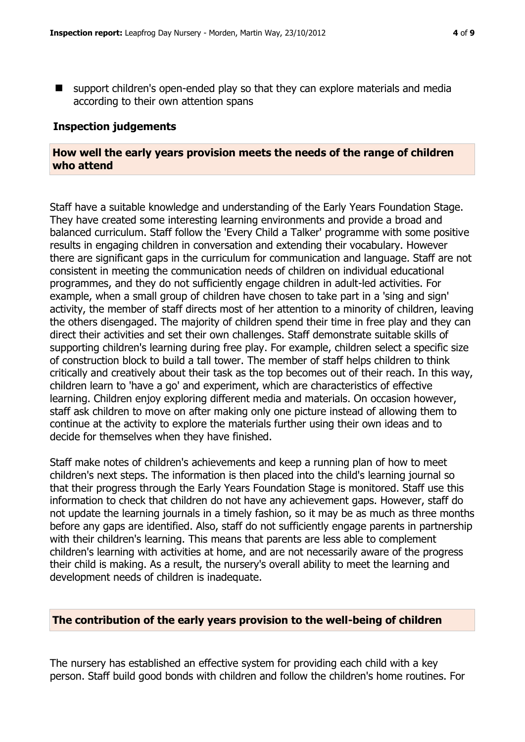- support children's open-ended play so that they can explore materials and media according to their own attention spans

## Inspection judgements

### How well the early years provision meets the needs of the range of children who attend

Staff have a suitable knowledge and understanding of the Early Years Foundation Stage. They have created some interesting learning environments and provide a broad and balanced curriculum. Staff follow the 'Every Child a Talker' programme with some positive results in engaging children in conversation and extending their vocabulary. However there are significant gaps in the curriculum for communication and language. Staff are not consistent in meeting the communication needs of children on individual educational programmes, and they do not sufficiently engage children in adult-led activities. For example, when a small group of children have chosen to take part in a 'sing and sign' activity, the member of staff directs most of her attention to a minority of children, leaving the others disengaged. The majority of children spend their time in free play and they can direct their activities and set their own challenges. Staff demonstrate suitable skills of supporting children's learning during free play. For example, children select a specific size of construction block to build a tall tower. The member of staff helps children to think critically and creatively about their task as the top becomes out of their reach. In this way, children learn to 'have a go' and experiment, which are characteristics of effective learning. Children enjoy exploring different media and materials. On occasion however, staff ask children to move on after making only one picture instead of allowing them to continue at the activity to explore the materials further using their own ideas and to decide for themselves when they have finished.

Staff make notes of children's achievements and keep a running plan of how to meet children's next steps. The information is then placed into the child's learning journal so that their progress through the Early Years Foundation Stage is monitored. Staff use this information to check that children do not have any achievement gaps. However, staff do not update the learning journals in a timely fashion, so it may be as much as three months before any gaps are identified. Also, staff do not sufficiently engage parents in partnership with their children's learning. This means that parents are less able to complement children's learning with activities at home, and are not necessarily aware of the progress their child is making. As a result, the nursery's overall ability to meet the learning and development needs of children is inadequate.

### The contribution of the early years provision to the well-being of children

The nursery has established an effective system for providing each child with a key person. Staff build good bonds with children and follow the children's home routines. For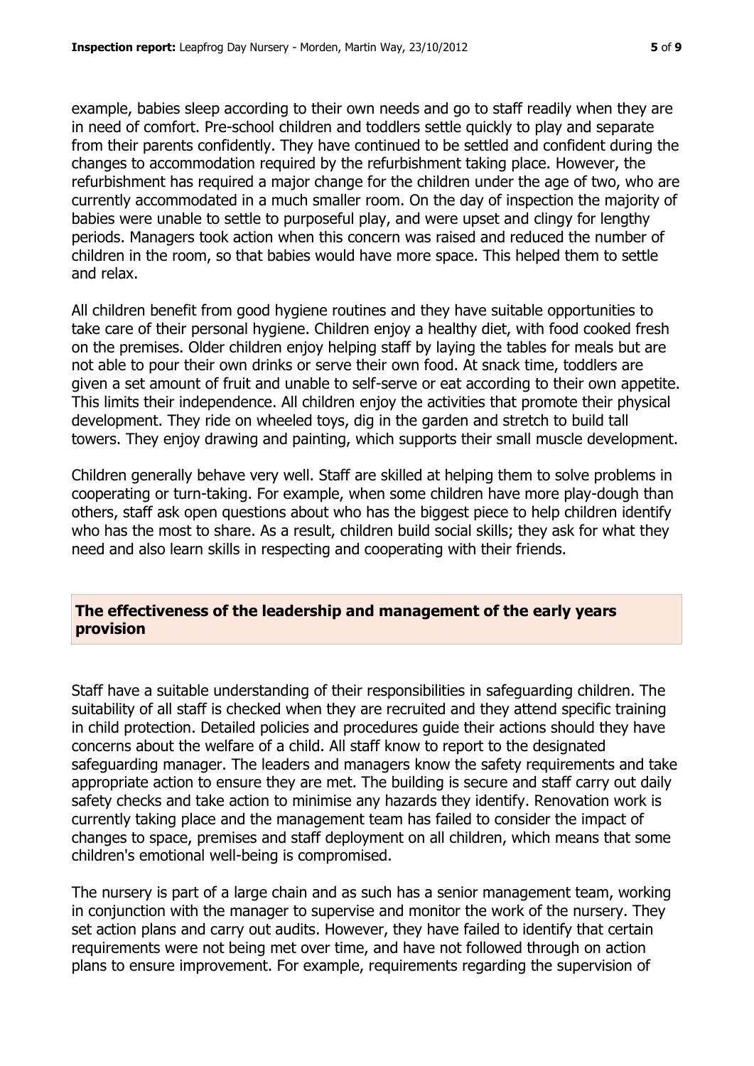example, babies sleep according to their own needs and go to staff readily when they are in need of comfort. Pre-school children and toddlers settle quickly to play and separate from their parents confidently. They have continued to be settled and confident during the changes to accommodation required by the refurbishment taking place. However, the refurbishment has required a major change for the children under the age of two, who are currently accommodated in a much smaller room. On the day of inspection the majority of babies were unable to settle to purposeful play, and were upset and clingy for lengthy periods. Managers took action when this concern was raised and reduced the number of children in the room, so that babies would have more space. This helped them to settle and relax.

All children benefit from good hygiene routines and they have suitable opportunities to take care of their personal hygiene. Children enjoy a healthy diet, with food cooked fresh on the premises. Older children enjoy helping staff by laying the tables for meals but are not able to pour their own drinks or serve their own food. At snack time, toddlers are given a set amount of fruit and unable to self-serve or eat according to their own appetite. This limits their independence. All children enjoy the activities that promote their physical development. They ride on wheeled toys, dig in the garden and stretch to build tall towers. They enjoy drawing and painting, which supports their small muscle development.

Children generally behave very well. Staff are skilled at helping them to solve problems in cooperating or turn-taking. For example, when some children have more play-dough than others, staff ask open questions about who has the biggest piece to help children identify who has the most to share. As a result, children build social skills; they ask for what they need and also learn skills in respecting and cooperating with their friends.

## The effectiveness of the leadership and management of the early years provision

Staff have a suitable understanding of their responsibilities in safeguarding children. The suitability of all staff is checked when they are recruited and they attend specific training in child protection. Detailed policies and procedures guide their actions should they have concerns about the welfare of a child. All staff know to report to the designated safeguarding manager. The leaders and managers know the safety requirements and take appropriate action to ensure they are met. The building is secure and staff carry out daily safety checks and take action to minimise any hazards they identify. Renovation work is currently taking place and the management team has failed to consider the impact of changes to space, premises and staff deployment on all children, which means that some children's emotional well-being is compromised.

The nursery is part of a large chain and as such has a senior management team, working in conjunction with the manager to supervise and monitor the work of the nursery. They set action plans and carry out audits. However, they have failed to identify that certain requirements were not being met over time, and have not followed through on action plans to ensure improvement. For example, requirements regarding the supervision of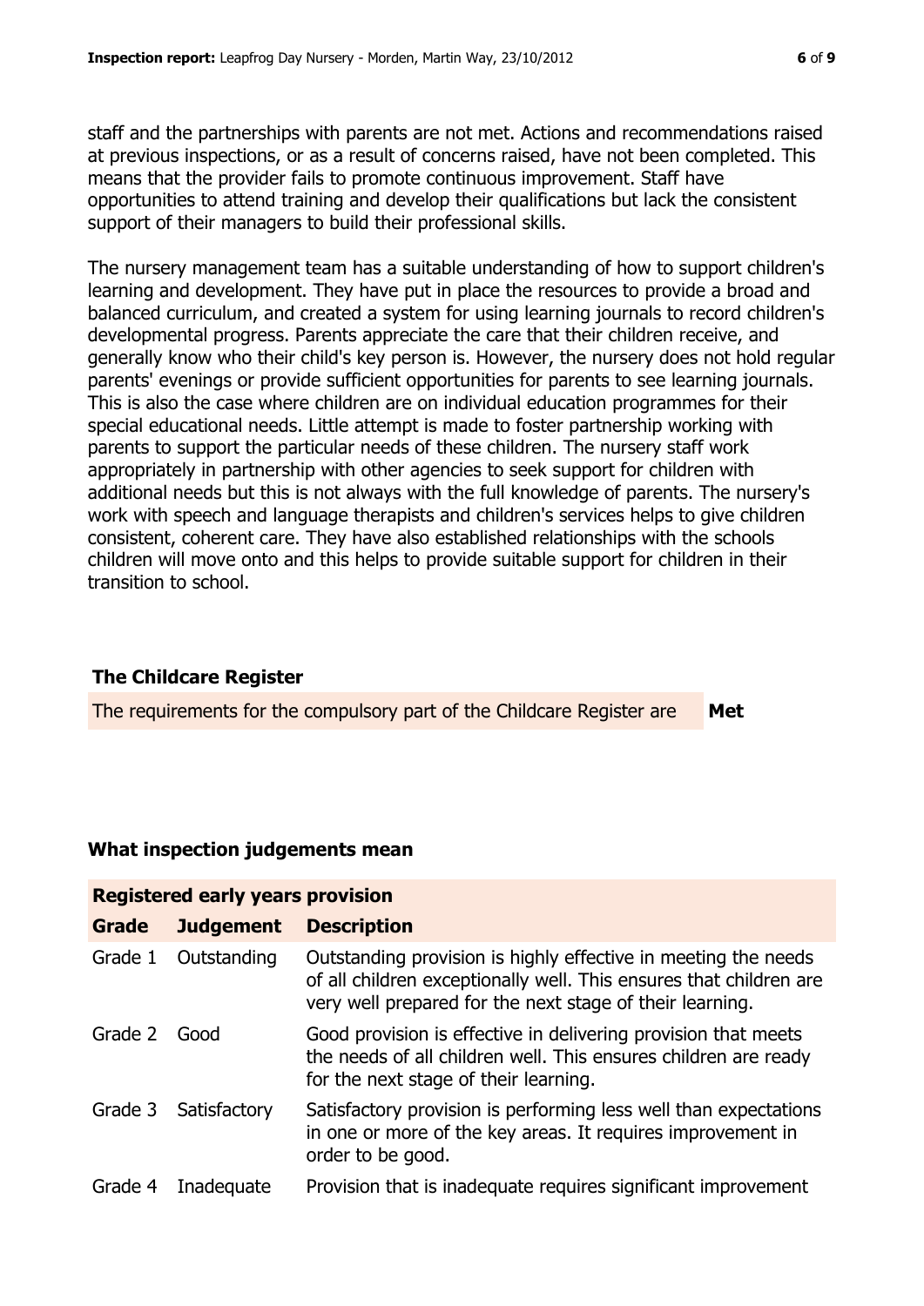staff and the partnerships with parents are not met. Actions and recommendations raised at previous inspections, or as a result of concerns raised, have not been completed. This means that the provider fails to promote continuous improvement. Staff have opportunities to attend training and develop their qualifications but lack the consistent support of their managers to build their professional skills.

The nursery management team has a suitable understanding of how to support children's learning and development. They have put in place the resources to provide a broad and balanced curriculum, and created a system for using learning journals to record children's developmental progress. Parents appreciate the care that their children receive, and generally know who their child's key person is. However, the nursery does not hold regular parents' evenings or provide sufficient opportunities for parents to see learning journals. This is also the case where children are on individual education programmes for their special educational needs. Little attempt is made to foster partnership working with parents to support the particular needs of these children. The nursery staff work appropriately in partnership with other agencies to seek support for children with additional needs but this is not always with the full knowledge of parents. The nursery's work with speech and language therapists and children's services helps to give children consistent, coherent care. They have also established relationships with the schools children will move onto and this helps to provide suitable support for children in their transition to school.

## The Childcare Register

| The requirements for the compulsory part of the Childcare Register are | **Met** |
|---|---|

## What inspection judgements mean

| **Registered early years provision** | | |
|---|---|---|
| **Grade** | **Judgement** | **Description** |
| Grade 1 | Outstanding | Outstanding provision is highly effective in meeting the needs of all children exceptionally well. This ensures that children are very well prepared for the next stage of their learning. |
| Grade 2 | Good | Good provision is effective in delivering provision that meets the needs of all children well. This ensures children are ready for the next stage of their learning. |
| Grade 3 | Satisfactory | Satisfactory provision is performing less well than expectations in one or more of the key areas. It requires improvement in order to be good. |
| Grade 4 | Inadequate | Provision that is inadequate requires significant improvement |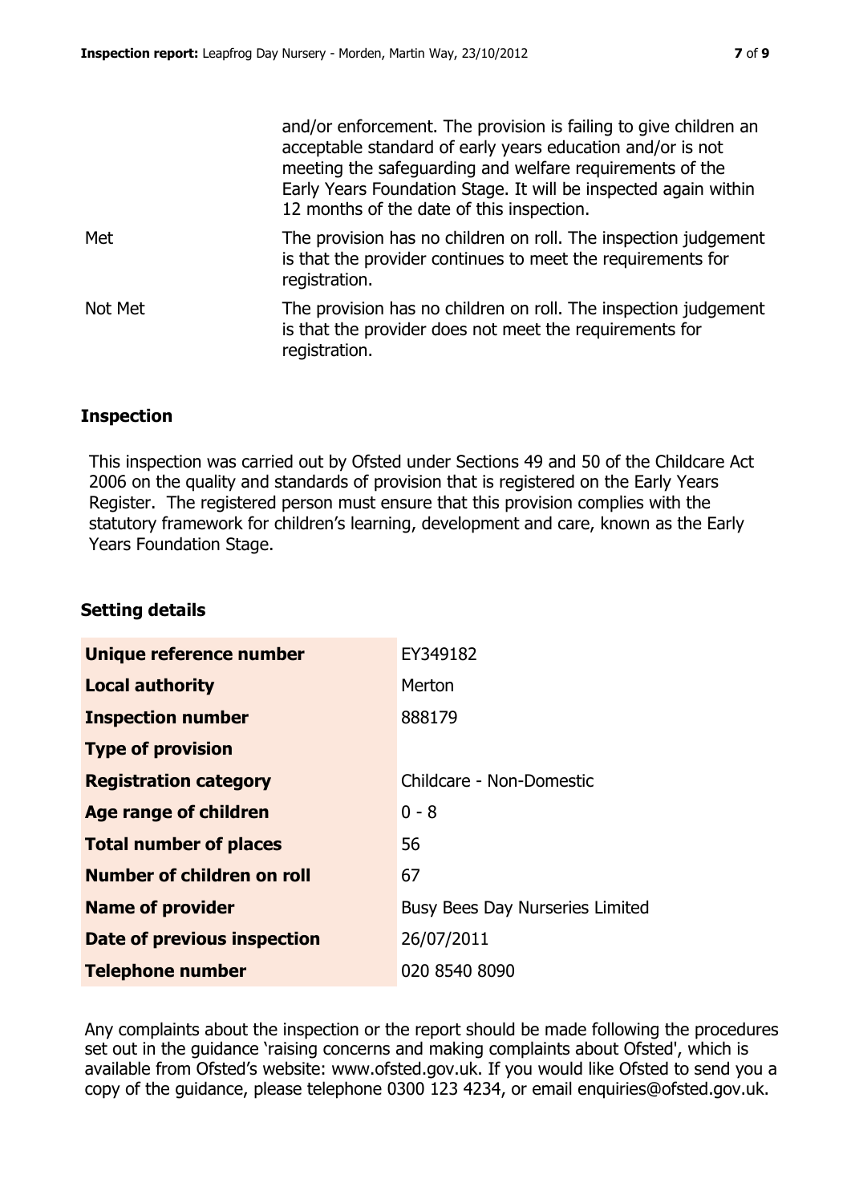| | |
|---|---|
| | and/or enforcement. The provision is failing to give children an acceptable standard of early years education and/or is not meeting the safeguarding and welfare requirements of the Early Years Foundation Stage. It will be inspected again within 12 months of the date of this inspection. |
| Met | The provision has no children on roll. The inspection judgement is that the provider continues to meet the requirements for registration. |
| Not Met | The provision has no children on roll. The inspection judgement is that the provider does not meet the requirements for registration. |

## Inspection

This inspection was carried out by Ofsted under Sections 49 and 50 of the Childcare Act 2006 on the quality and standards of provision that is registered on the Early Years Register. The registered person must ensure that this provision complies with the statutory framework for children's learning, development and care, known as the Early Years Foundation Stage.

## Setting details

| | |
|---|---|
| **Unique reference number** | EY349182 |
| **Local authority** | Merton |
| **Inspection number** | 888179 |
| **Type of provision** | |
| **Registration category** | Childcare - Non-Domestic |
| **Age range of children** | 0 - 8 |
| **Total number of places** | 56 |
| **Number of children on roll** | 67 |
| **Name of provider** | Busy Bees Day Nurseries Limited |
| **Date of previous inspection** | 26/07/2011 |
| **Telephone number** | 020 8540 8090 |

Any complaints about the inspection or the report should be made following the procedures set out in the guidance 'raising concerns and making complaints about Ofsted', which is available from Ofsted's website: www.ofsted.gov.uk. If you would like Ofsted to send you a copy of the guidance, please telephone 0300 123 4234, or email enquiries@ofsted.gov.uk.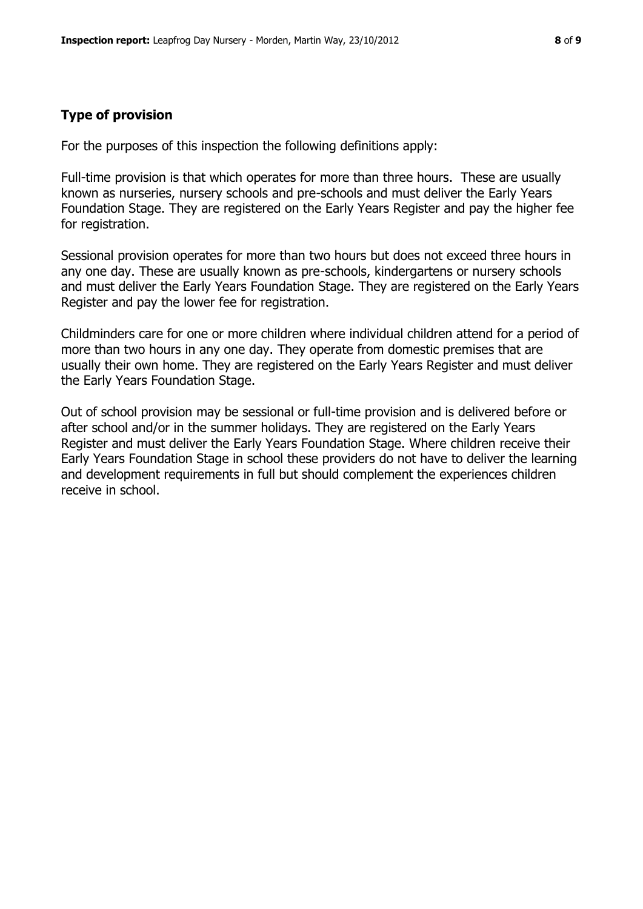## Type of provision

For the purposes of this inspection the following definitions apply:

Full-time provision is that which operates for more than three hours. These are usually known as nurseries, nursery schools and pre-schools and must deliver the Early Years Foundation Stage. They are registered on the Early Years Register and pay the higher fee for registration.

Sessional provision operates for more than two hours but does not exceed three hours in any one day. These are usually known as pre-schools, kindergartens or nursery schools and must deliver the Early Years Foundation Stage. They are registered on the Early Years Register and pay the lower fee for registration.

Childminders care for one or more children where individual children attend for a period of more than two hours in any one day. They operate from domestic premises that are usually their own home. They are registered on the Early Years Register and must deliver the Early Years Foundation Stage.

Out of school provision may be sessional or full-time provision and is delivered before or after school and/or in the summer holidays. They are registered on the Early Years Register and must deliver the Early Years Foundation Stage. Where children receive their Early Years Foundation Stage in school these providers do not have to deliver the learning and development requirements in full but should complement the experiences children receive in school.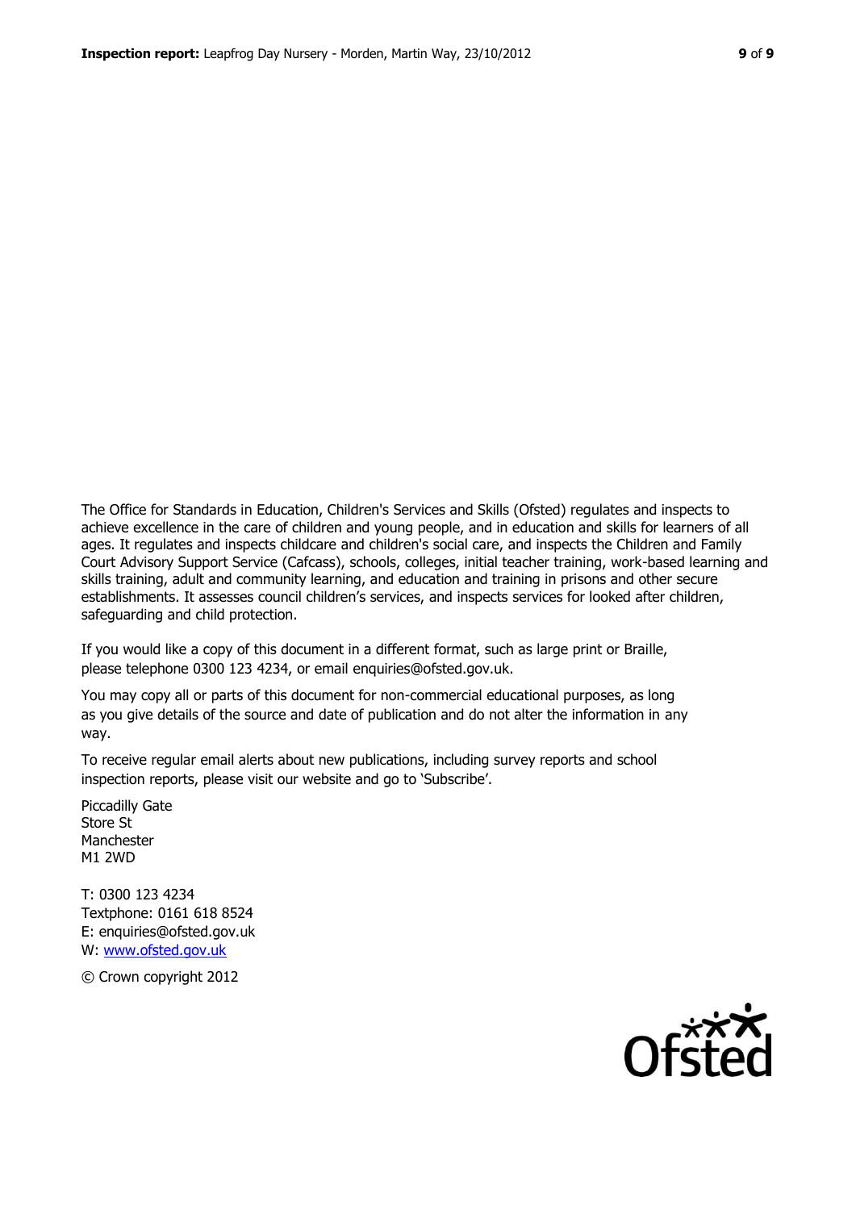The Office for Standards in Education, Children's Services and Skills (Ofsted) regulates and inspects to achieve excellence in the care of children and young people, and in education and skills for learners of all ages. It regulates and inspects childcare and children's social care, and inspects the Children and Family Court Advisory Support Service (Cafcass), schools, colleges, initial teacher training, work-based learning and skills training, adult and community learning, and education and training in prisons and other secure establishments. It assesses council children's services, and inspects services for looked after children, safeguarding and child protection.

If you would like a copy of this document in a different format, such as large print or Braille, please telephone 0300 123 4234, or email enquiries@ofsted.gov.uk.

You may copy all or parts of this document for non-commercial educational purposes, as long as you give details of the source and date of publication and do not alter the information in any way.

To receive regular email alerts about new publications, including survey reports and school inspection reports, please visit our website and go to 'Subscribe'.

Piccadilly Gate
Store St
Manchester
M1 2WD

T: 0300 123 4234
Textphone: 0161 618 8524
E: enquiries@ofsted.gov.uk
W: www.ofsted.gov.uk

© Crown copyright 2012

Ofsted